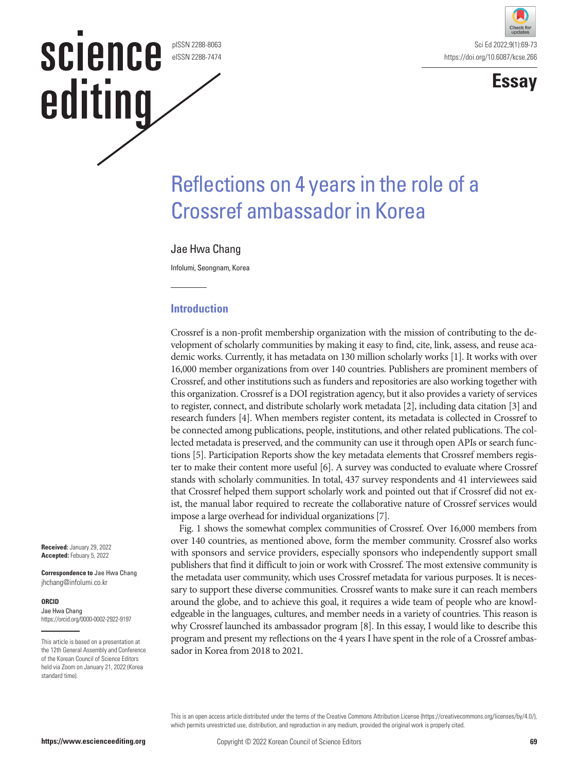# Reflections on 4 years in the role of a Crossref ambassador in Korea

Jae Hwa Chang

Infolumi, Seongnam, Korea

**Received:** January 29, 2022
**Accepted:** Febuary 5, 2022

**Correspondence to** Jae Hwa Chang
jhchang@infolumi.co.kr

**ORCID**
Jae Hwa Chang
https://orcid.org/0000-0002-2922-9197

This article is based on a presentation at the 12th General Assembly and Conference of the Korean Council of Science Editors held via Zoom on January 21, 2022 (Korea standard time).

## Introduction

Crossref is a non-profit membership organization with the mission of contributing to the development of scholarly communities by making it easy to find, cite, link, assess, and reuse academic works. Currently, it has metadata on 130 million scholarly works [1]. It works with over 16,000 member organizations from over 140 countries. Publishers are prominent members of Crossref, and other institutions such as funders and repositories are also working together with this organization. Crossref is a DOI registration agency, but it also provides a variety of services to register, connect, and distribute scholarly work metadata [2], including data citation [3] and research funders [4]. When members register content, its metadata is collected in Crossref to be connected among publications, people, institutions, and other related publications. The collected metadata is preserved, and the community can use it through open APIs or search functions [5]. Participation Reports show the key metadata elements that Crossref members register to make their content more useful [6]. A survey was conducted to evaluate where Crossref stands with scholarly communities. In total, 437 survey respondents and 41 interviewees said that Crossref helped them support scholarly work and pointed out that if Crossref did not exist, the manual labor required to recreate the collaborative nature of Crossref services would impose a large overhead for individual organizations [7].

Fig. 1 shows the somewhat complex communities of Crossref. Over 16,000 members from over 140 countries, as mentioned above, form the member community. Crossref also works with sponsors and service providers, especially sponsors who independently support small publishers that find it difficult to join or work with Crossref. The most extensive community is the metadata user community, which uses Crossref metadata for various purposes. It is necessary to support these diverse communities. Crossref wants to make sure it can reach members around the globe, and to achieve this goal, it requires a wide team of people who are knowledgeable in the languages, cultures, and member needs in a variety of countries. This reason is why Crossref launched its ambassador program [8]. In this essay, I would like to describe this program and present my reflections on the 4 years I have spent in the role of a Crossref ambassador in Korea from 2018 to 2021.

This is an open access article distributed under the terms of the Creative Commons Attribution License (https://creativecommons.org/licenses/by/4.0/), which permits unrestricted use, distribution, and reproduction in any medium, provided the original work is properly cited.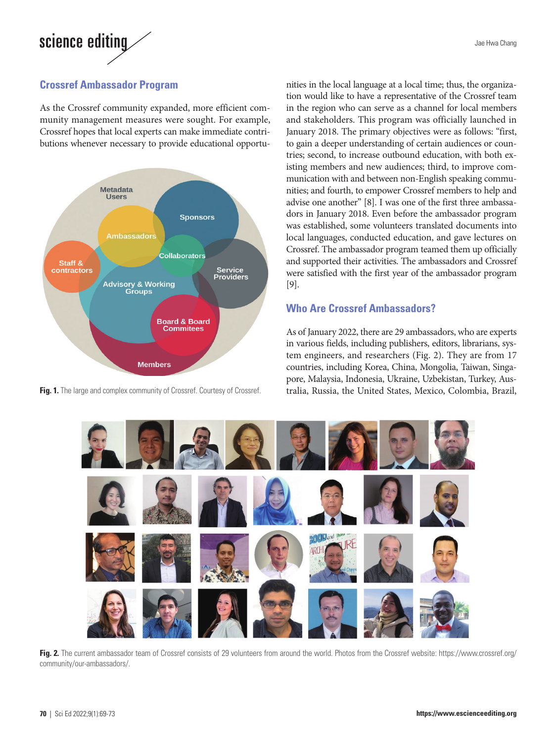## Crossref Ambassador Program

As the Crossref community expanded, more efficient community management measures were sought. For example, Crossref hopes that local experts can make immediate contributions whenever necessary to provide educational opportunities in the local language at a local time; thus, the organization would like to have a representative of the Crossref team in the region who can serve as a channel for local members and stakeholders. This program was officially launched in January 2018. The primary objectives were as follows: "first, to gain a deeper understanding of certain audiences or countries; second, to increase outbound education, with both existing members and new audiences; third, to improve communication with and between non-English speaking communities; and fourth, to empower Crossref members to help and advise one another" [8]. I was one of the first three ambassadors in January 2018. Even before the ambassador program was established, some volunteers translated documents into local languages, conducted education, and gave lectures on Crossref. The ambassador program teamed them up officially and supported their activities. The ambassadors and Crossref were satisfied with the first year of the ambassador program [9].

**Fig. 1.** The large and complex community of Crossref. Courtesy of Crossref.

## Who Are Crossref Ambassadors?

As of January 2022, there are 29 ambassadors, who are experts in various fields, including publishers, editors, librarians, system engineers, and researchers (Fig. 2). They are from 17 countries, including Korea, China, Mongolia, Taiwan, Singapore, Malaysia, Indonesia, Ukraine, Uzbekistan, Turkey, Australia, Russia, the United States, Mexico, Colombia, Brazil,

**Fig. 2.** The current ambassador team of Crossref consists of 29 volunteers from around the world. Photos from the Crossref website: https://www.crossref.org/community/our-ambassadors/.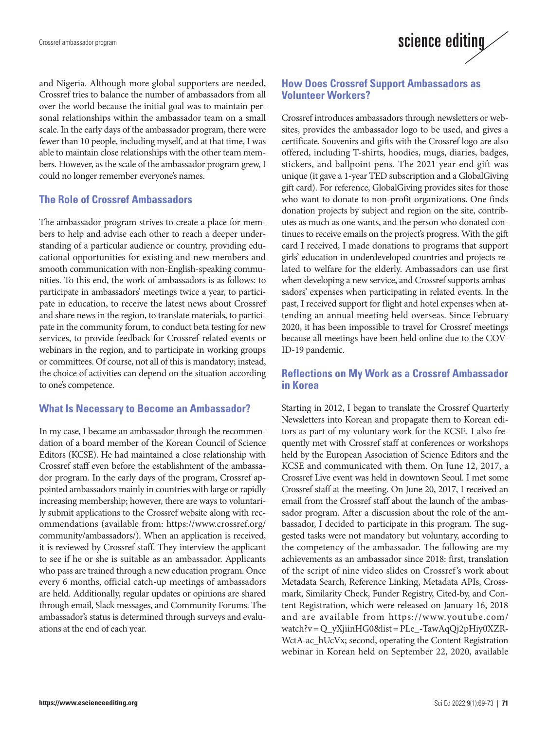and Nigeria. Although more global supporters are needed, Crossref tries to balance the number of ambassadors from all over the world because the initial goal was to maintain personal relationships within the ambassador team on a small scale. In the early days of the ambassador program, there were fewer than 10 people, including myself, and at that time, I was able to maintain close relationships with the other team members. However, as the scale of the ambassador program grew, I could no longer remember everyone's names.

## The Role of Crossref Ambassadors

The ambassador program strives to create a place for members to help and advise each other to reach a deeper understanding of a particular audience or country, providing educational opportunities for existing and new members and smooth communication with non-English-speaking communities. To this end, the work of ambassadors is as follows: to participate in ambassadors' meetings twice a year, to participate in education, to receive the latest news about Crossref and share news in the region, to translate materials, to participate in the community forum, to conduct beta testing for new services, to provide feedback for Crossref-related events or webinars in the region, and to participate in working groups or committees. Of course, not all of this is mandatory; instead, the choice of activities can depend on the situation according to one's competence.

## What Is Necessary to Become an Ambassador?

In my case, I became an ambassador through the recommendation of a board member of the Korean Council of Science Editors (KCSE). He had maintained a close relationship with Crossref staff even before the establishment of the ambassador program. In the early days of the program, Crossref appointed ambassadors mainly in countries with large or rapidly increasing membership; however, there are ways to voluntarily submit applications to the Crossref website along with recommendations (available from: https://www.crossref.org/community/ambassadors/). When an application is received, it is reviewed by Crossref staff. They interview the applicant to see if he or she is suitable as an ambassador. Applicants who pass are trained through a new education program. Once every 6 months, official catch-up meetings of ambassadors are held. Additionally, regular updates or opinions are shared through email, Slack messages, and Community Forums. The ambassador's status is determined through surveys and evaluations at the end of each year.

## How Does Crossref Support Ambassadors as Volunteer Workers?

Crossref introduces ambassadors through newsletters or websites, provides the ambassador logo to be used, and gives a certificate. Souvenirs and gifts with the Crossref logo are also offered, including T-shirts, hoodies, mugs, diaries, badges, stickers, and ballpoint pens. The 2021 year-end gift was unique (it gave a 1-year TED subscription and a GlobalGiving gift card). For reference, GlobalGiving provides sites for those who want to donate to non-profit organizations. One finds donation projects by subject and region on the site, contributes as much as one wants, and the person who donated continues to receive emails on the project's progress. With the gift card I received, I made donations to programs that support girls' education in underdeveloped countries and projects related to welfare for the elderly. Ambassadors can use first when developing a new service, and Crossref supports ambassadors' expenses when participating in related events. In the past, I received support for flight and hotel expenses when attending an annual meeting held overseas. Since February 2020, it has been impossible to travel for Crossref meetings because all meetings have been held online due to the COVID-19 pandemic.

## Reflections on My Work as a Crossref Ambassador in Korea

Starting in 2012, I began to translate the Crossref Quarterly Newsletters into Korean and propagate them to Korean editors as part of my voluntary work for the KCSE. I also frequently met with Crossref staff at conferences or workshops held by the European Association of Science Editors and the KCSE and communicated with them. On June 12, 2017, a Crossref Live event was held in downtown Seoul. I met some Crossref staff at the meeting. On June 20, 2017, I received an email from the Crossref staff about the launch of the ambassador program. After a discussion about the role of the ambassador, I decided to participate in this program. The suggested tasks were not mandatory but voluntary, according to the competency of the ambassador. The following are my achievements as an ambassador since 2018: first, translation of the script of nine video slides on Crossref's work about Metadata Search, Reference Linking, Metadata APIs, Crossmark, Similarity Check, Funder Registry, Cited-by, and Content Registration, which were released on January 16, 2018 and are available from https://www.youtube.com/watch?v=Q_yXjiinHG0&list=PLe_-TawAqQj2pHiy0XZRWctA-ac_hUcVx; second, operating the Content Registration webinar in Korean held on September 22, 2020, available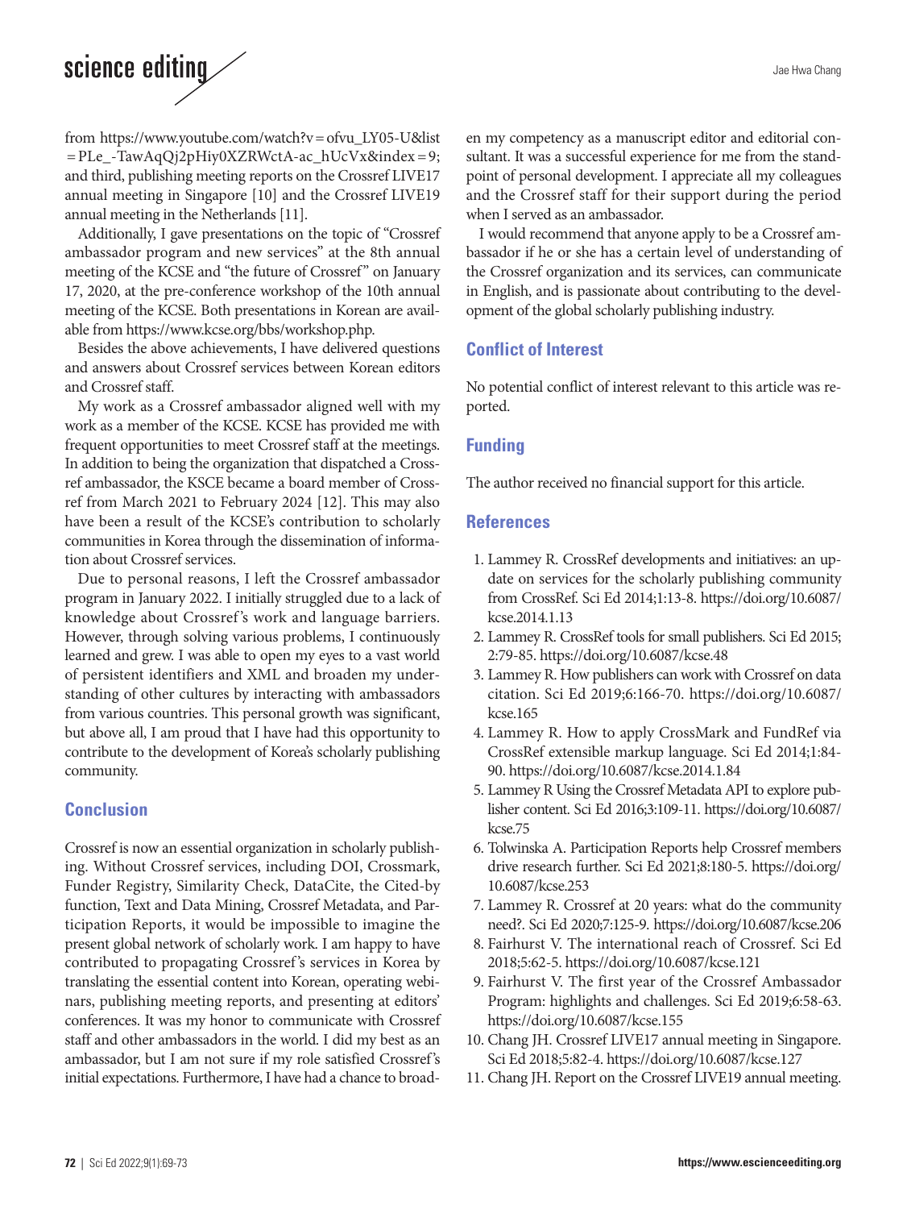from https://www.youtube.com/watch?v=ofvu_LY05-U&list=PLe_-TawAqQj2pHiy0XZRWctA-ac_hUcVx&index=9; and third, publishing meeting reports on the Crossref LIVE17 annual meeting in Singapore [10] and the Crossref LIVE19 annual meeting in the Netherlands [11].

Additionally, I gave presentations on the topic of "Crossref ambassador program and new services" at the 8th annual meeting of the KCSE and "the future of Crossref" on January 17, 2020, at the pre-conference workshop of the 10th annual meeting of the KCSE. Both presentations in Korean are available from https://www.kcse.org/bbs/workshop.php.

Besides the above achievements, I have delivered questions and answers about Crossref services between Korean editors and Crossref staff.

My work as a Crossref ambassador aligned well with my work as a member of the KCSE. KCSE has provided me with frequent opportunities to meet Crossref staff at the meetings. In addition to being the organization that dispatched a Crossref ambassador, the KSCE became a board member of Crossref from March 2021 to February 2024 [12]. This may also have been a result of the KCSE's contribution to scholarly communities in Korea through the dissemination of information about Crossref services.

Due to personal reasons, I left the Crossref ambassador program in January 2022. I initially struggled due to a lack of knowledge about Crossref's work and language barriers. However, through solving various problems, I continuously learned and grew. I was able to open my eyes to a vast world of persistent identifiers and XML and broaden my understanding of other cultures by interacting with ambassadors from various countries. This personal growth was significant, but above all, I am proud that I have had this opportunity to contribute to the development of Korea's scholarly publishing community.

## Conclusion

Crossref is now an essential organization in scholarly publishing. Without Crossref services, including DOI, Crossmark, Funder Registry, Similarity Check, DataCite, the Cited-by function, Text and Data Mining, Crossref Metadata, and Participation Reports, it would be impossible to imagine the present global network of scholarly work. I am happy to have contributed to propagating Crossref's services in Korea by translating the essential content into Korean, operating webinars, publishing meeting reports, and presenting at editors' conferences. It was my honor to communicate with Crossref staff and other ambassadors in the world. I did my best as an ambassador, but I am not sure if my role satisfied Crossref's initial expectations. Furthermore, I have had a chance to broaden my competency as a manuscript editor and editorial consultant. It was a successful experience for me from the standpoint of personal development. I appreciate all my colleagues and the Crossref staff for their support during the period when I served as an ambassador.

I would recommend that anyone apply to be a Crossref ambassador if he or she has a certain level of understanding of the Crossref organization and its services, can communicate in English, and is passionate about contributing to the development of the global scholarly publishing industry.

## Conflict of Interest

No potential conflict of interest relevant to this article was reported.

## Funding

The author received no financial support for this article.

## References

1. Lammey R. CrossRef developments and initiatives: an update on services for the scholarly publishing community from CrossRef. Sci Ed 2014;1:13-8. https://doi.org/10.6087/kcse.2014.1.13
2. Lammey R. CrossRef tools for small publishers. Sci Ed 2015;2:79-85. https://doi.org/10.6087/kcse.48
3. Lammey R. How publishers can work with Crossref on data citation. Sci Ed 2019;6:166-70. https://doi.org/10.6087/kcse.165
4. Lammey R. How to apply CrossMark and FundRef via CrossRef extensible markup language. Sci Ed 2014;1:84-90. https://doi.org/10.6087/kcse.2014.1.84
5. Lammey R Using the Crossref Metadata API to explore publisher content. Sci Ed 2016;3:109-11. https://doi.org/10.6087/kcse.75
6. Tolwinska A. Participation Reports help Crossref members drive research further. Sci Ed 2021;8:180-5. https://doi.org/10.6087/kcse.253
7. Lammey R. Crossref at 20 years: what do the community need?. Sci Ed 2020;7:125-9. https://doi.org/10.6087/kcse.206
8. Fairhurst V. The international reach of Crossref. Sci Ed 2018;5:62-5. https://doi.org/10.6087/kcse.121
9. Fairhurst V. The first year of the Crossref Ambassador Program: highlights and challenges. Sci Ed 2019;6:58-63. https://doi.org/10.6087/kcse.155
10. Chang JH. Crossref LIVE17 annual meeting in Singapore. Sci Ed 2018;5:82-4. https://doi.org/10.6087/kcse.127
11. Chang JH. Report on the Crossref LIVE19 annual meeting.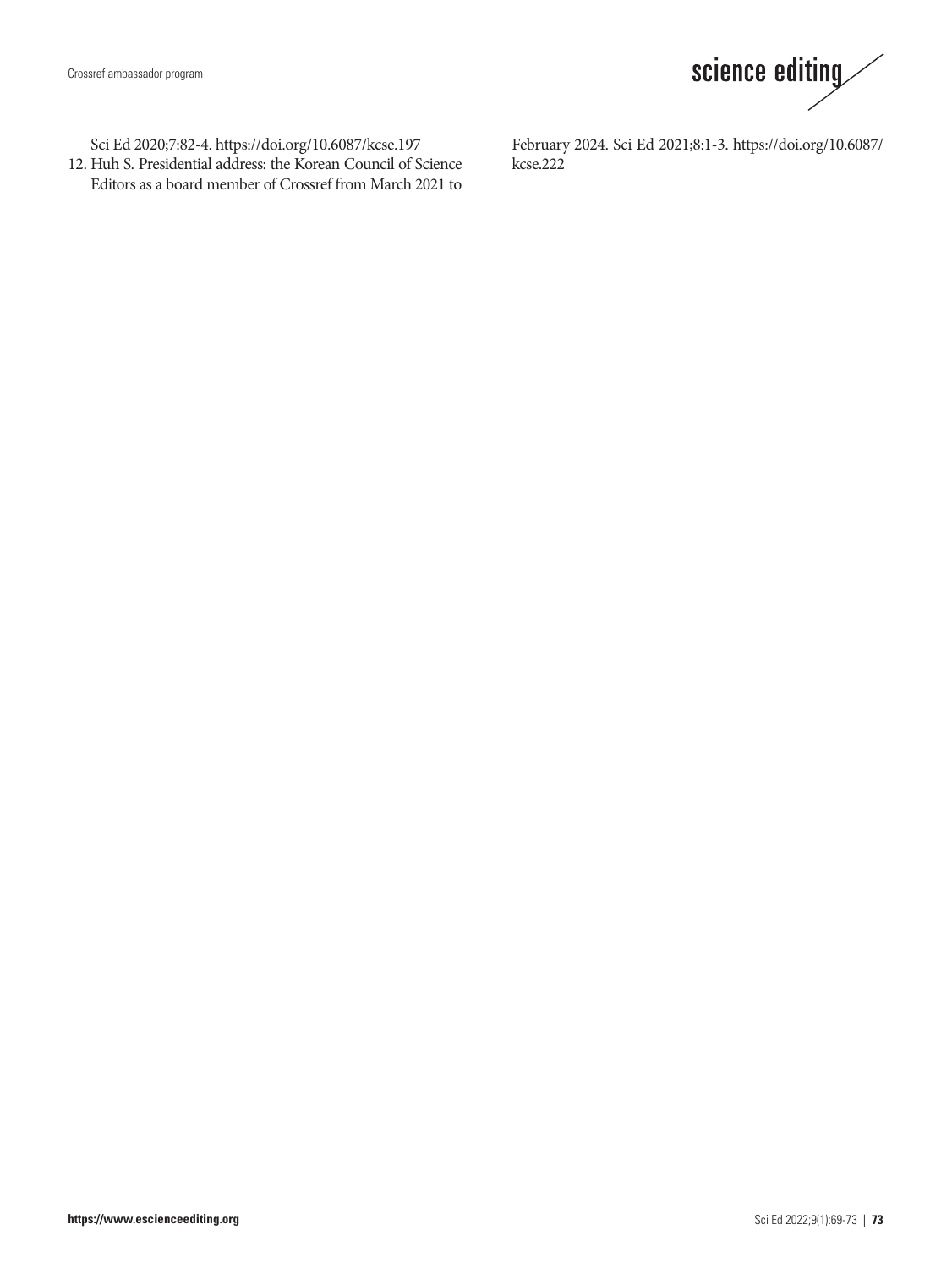Sci Ed 2020;7:82-4. https://doi.org/10.6087/kcse.197

12. Huh S. Presidential address: the Korean Council of Science Editors as a board member of Crossref from March 2021 to February 2024. Sci Ed 2021;8:1-3. https://doi.org/10.6087/kcse.222